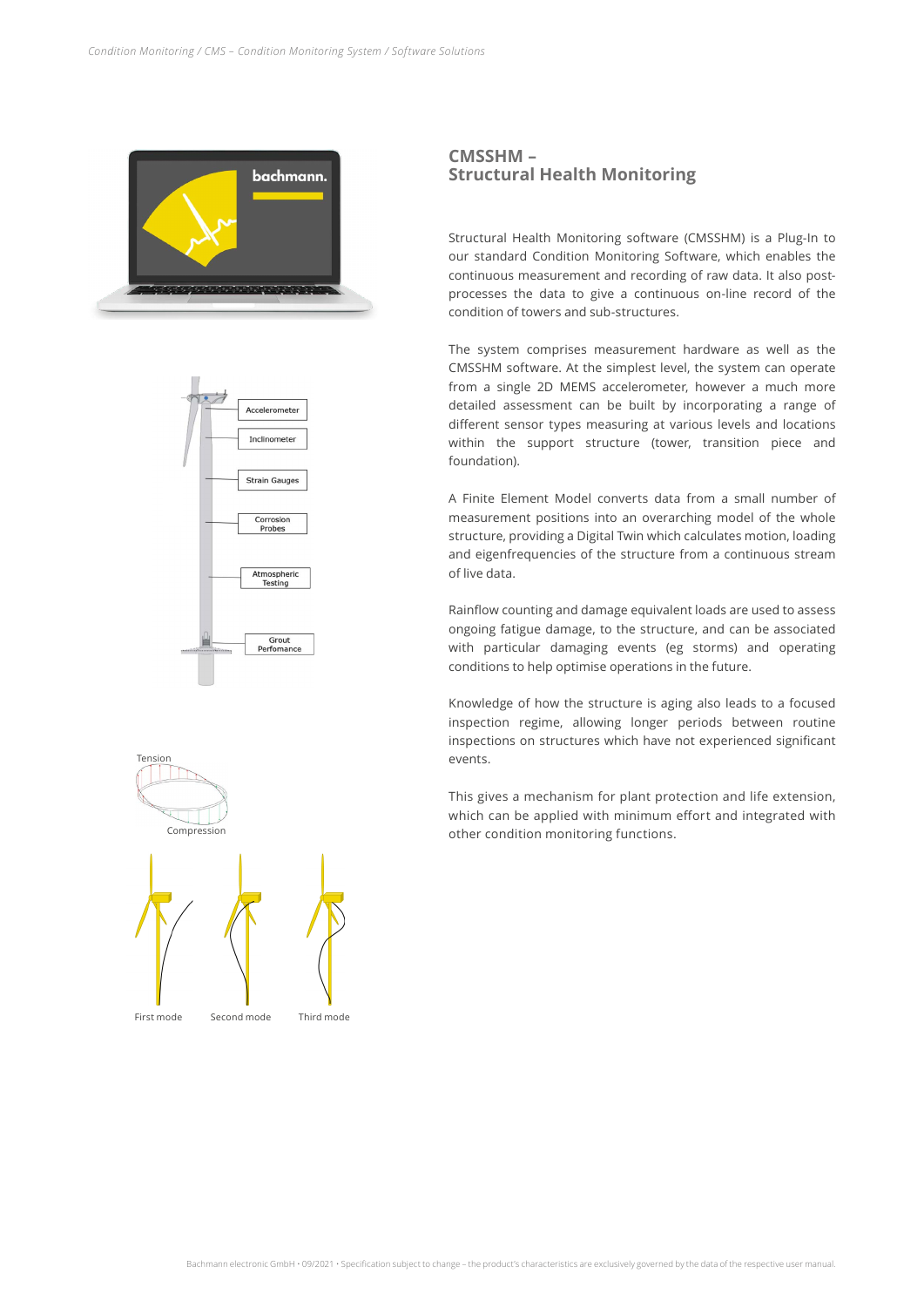## CMSSHM – Structural Health Monitoring

Structural Health Monitoring software (CMSSHM) is a Plug-In to our standard Condition Monitoring Software, which enables the continuous measurement and recording of raw data. It also post-processes the data to give a continuous on-line record of the condition of towers and sub-structures.

The system comprises measurement hardware as well as the CMSSHM software. At the simplest level, the system can operate from a single 2D MEMS accelerometer, however a much more detailed assessment can be built by incorporating a range of different sensor types measuring at various levels and locations within the support structure (tower, transition piece and foundation).

A Finite Element Model converts data from a small number of measurement positions into an overarching model of the whole structure, providing a Digital Twin which calculates motion, loading and eigenfrequencies of the structure from a continuous stream of live data.

Rainflow counting and damage equivalent loads are used to assess ongoing fatigue damage, to the structure, and can be associated with particular damaging events (eg storms) and operating conditions to help optimise operations in the future.

Knowledge of how the structure is aging also leads to a focused inspection regime, allowing longer periods between routine inspections on structures which have not experienced significant events.

This gives a mechanism for plant protection and life extension, which can be applied with minimum effort and integrated with other condition monitoring functions.

Accelerometer
Inclinometer
Strain Gauges
Corrosion Probes
Atmospheric Testing
Grout Perfomance

Tension
Compression

First mode
Second mode
Third mode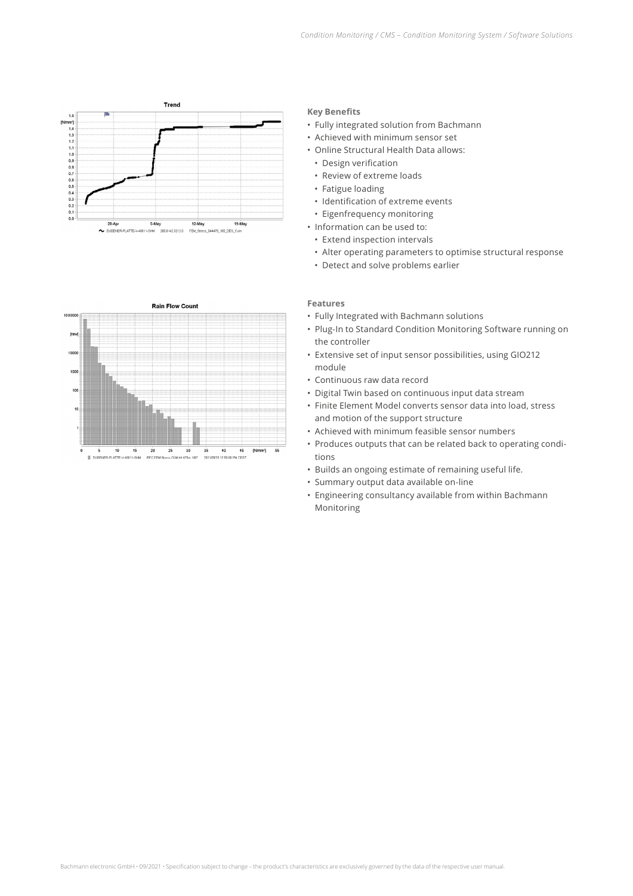### Key Benefits

- Fully integrated solution from Bachmann
- Achieved with minimum sensor set
- Online Structural Health Data allows:
  - Design verification
  - Review of extreme loads
  - Fatigue loading
  - Identification of extreme events
  - Eigenfrequency monitoring
- Information can be used to:
  - Extend inspection intervals
  - Alter operating parameters to optimise structural response
  - Detect and solve problems earlier

### Features

- Fully Integrated with Bachmann solutions
- Plug-In to Standard Condition Monitoring Software running on the controller
- Extensive set of input sensor possibilities, using GIO212 module
- Continuous raw data record
- Digital Twin based on continuous input data stream
- Finite Element Model converts sensor data into load, stress and motion of the support structure
- Achieved with minimum feasible sensor numbers
- Produces outputs that can be related back to operating conditions
- Builds an ongoing estimate of remaining useful life.
- Summary output data available on-line
- Engineering consultancy available from within Bachmann Monitoring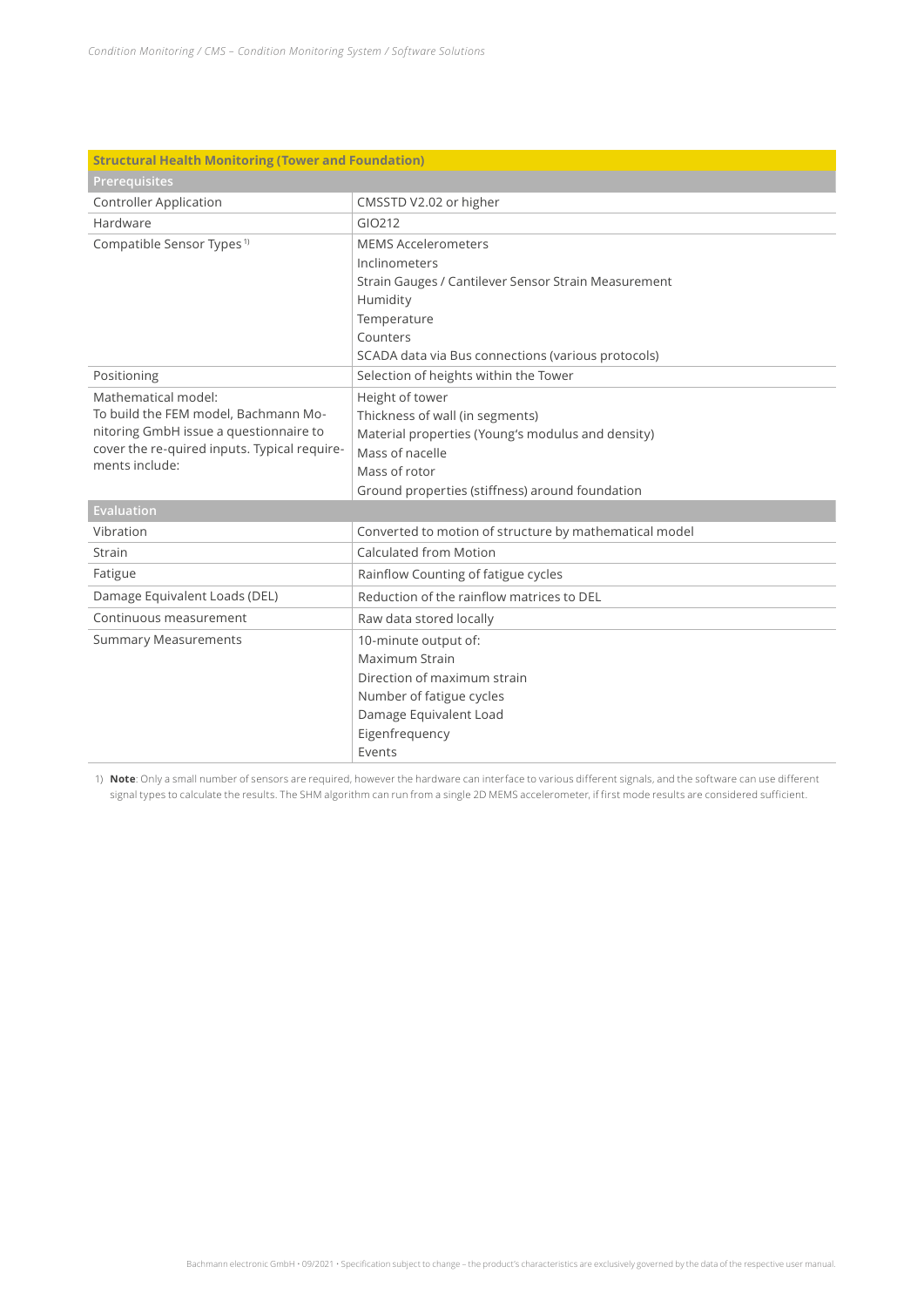| Structural Health Monitoring (Tower and Foundation) | |
|---|---|
| **Prerequisites** | |
| Controller Application | CMSSTD V2.02 or higher |
| Hardware | GIO212 |
| Compatible Sensor Types [1] | MEMS Accelerometers<br>Inclinometers<br>Strain Gauges / Cantilever Sensor Strain Measurement<br>Humidity<br>Temperature<br>Counters<br>SCADA data via Bus connections (various protocols) |
| Positioning | Selection of heights within the Tower |
| Mathematical model:<br>To build the FEM model, Bachmann Monitoring GmbH issue a questionnaire to cover the re-quired inputs. Typical requirements include: | Height of tower<br>Thickness of wall (in segments)<br>Material properties (Young's modulus and density)<br>Mass of nacelle<br>Mass of rotor<br>Ground properties (stiffness) around foundation |
| **Evaluation** | |
| Vibration | Converted to motion of structure by mathematical model |
| Strain | Calculated from Motion |
| Fatigue | Rainflow Counting of fatigue cycles |
| Damage Equivalent Loads (DEL) | Reduction of the rainflow matrices to DEL |
| Continuous measurement | Raw data stored locally |
| Summary Measurements | 10-minute output of:<br>Maximum Strain<br>Direction of maximum strain<br>Number of fatigue cycles<br>Damage Equivalent Load<br>Eigenfrequency<br>Events |

1) **Note**: Only a small number of sensors are required, however the hardware can interface to various different signals, and the software can use different signal types to calculate the results. The SHM algorithm can run from a single 2D MEMS accelerometer, if first mode results are considered sufficient.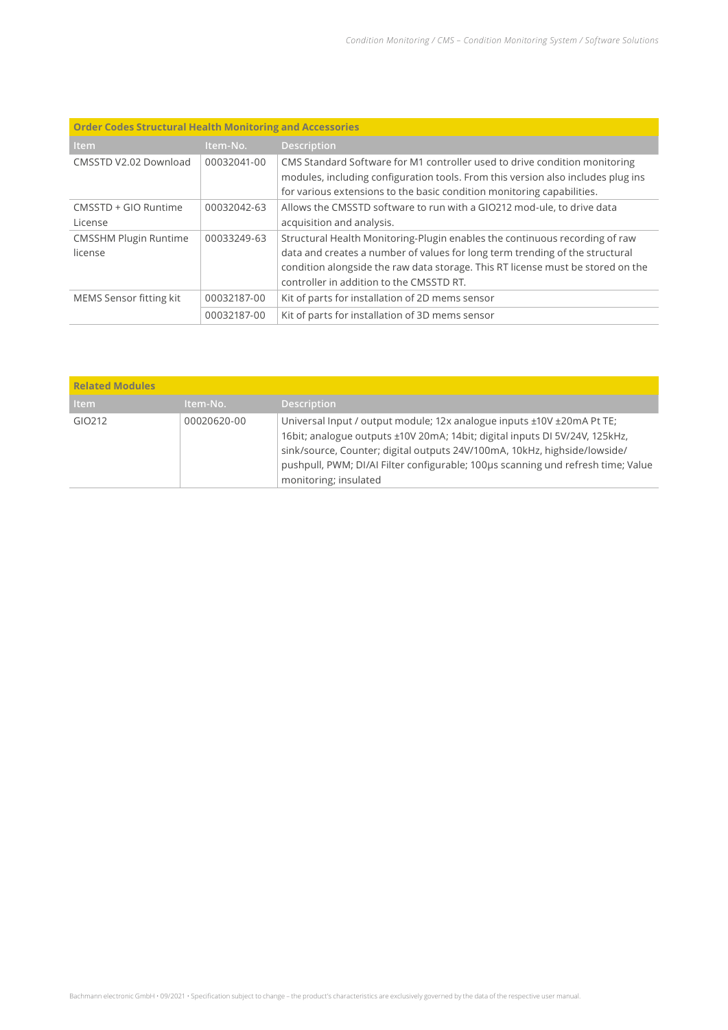| Order Codes Structural Health Monitoring and Accessories | | |
|---|---|---|
| **Item** | **Item-No.** | **Description** |
| CMSSTD V2.02 Download | 00032041-00 | CMS Standard Software for M1 controller used to drive condition monitoring modules, including configuration tools. From this version also includes plug ins for various extensions to the basic condition monitoring capabilities. |
| CMSSTD + GIO Runtime License | 00032042-63 | Allows the CMSSTD software to run with a GIO212 mod-ule, to drive data acquisition and analysis. |
| CMSSHM Plugin Runtime license | 00033249-63 | Structural Health Monitoring-Plugin enables the continuous recording of raw data and creates a number of values for long term trending of the structural condition alongside the raw data storage. This RT license must be stored on the controller in addition to the CMSSTD RT. |
| MEMS Sensor fitting kit | 00032187-00 | Kit of parts for installation of 2D mems sensor |
| | 00032187-00 | Kit of parts for installation of 3D mems sensor |

| Related Modules | | |
|---|---|---|
| **Item** | **Item-No.** | **Description** |
| GIO212 | 00020620-00 | Universal Input / output module; 12x analogue inputs ±10V ±20mA Pt TE; 16bit; analogue outputs ±10V 20mA; 14bit; digital inputs DI 5V/24V, 125kHz, sink/source, Counter; digital outputs 24V/100mA, 10kHz, highside/lowside/ pushpull, PWM; DI/AI Filter configurable; 100µs scanning und refresh time; Value monitoring; insulated |